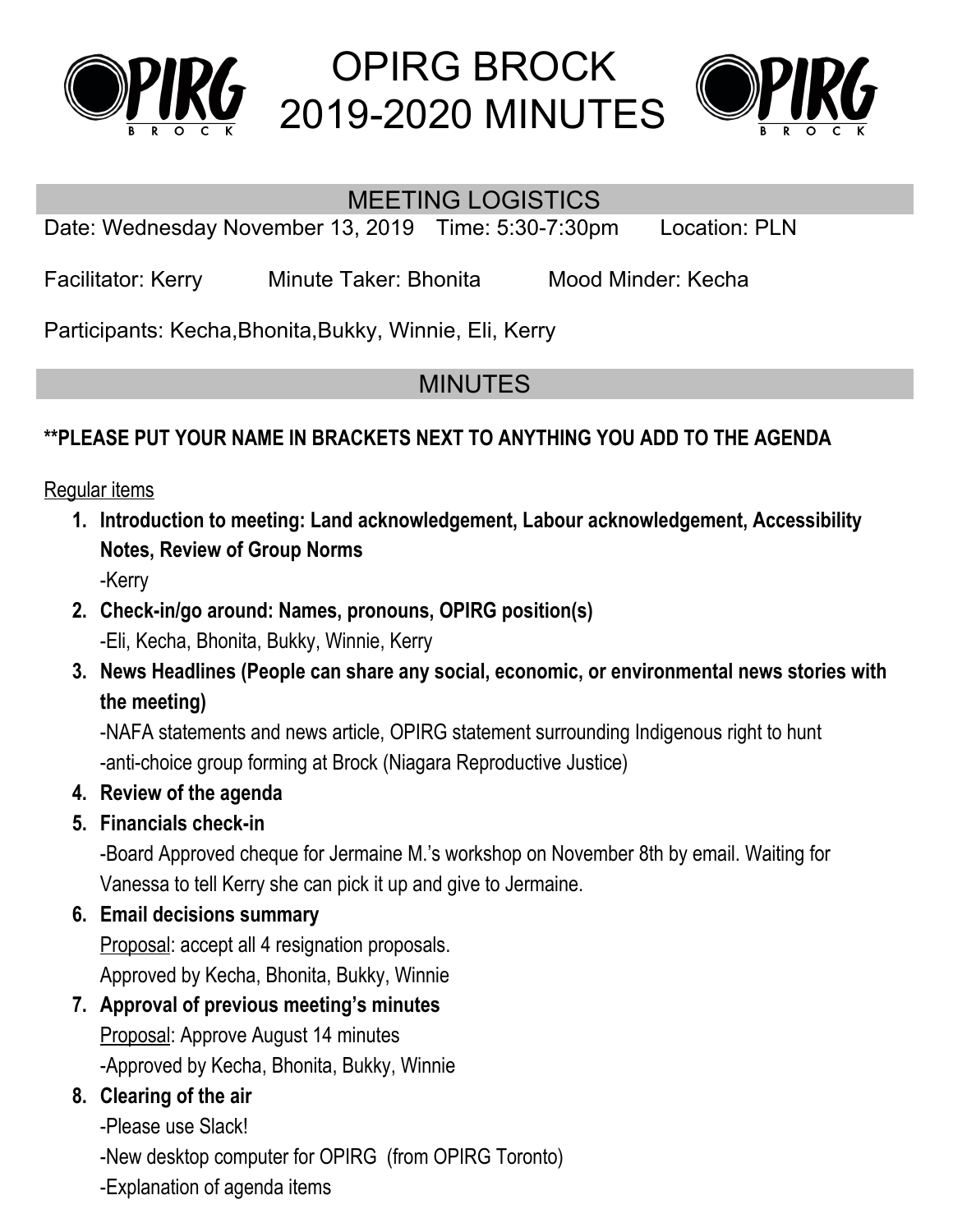# OPIRG BROCK 2019-2020 MINUTES

## MEETING LOGISTICS

Date: Wednesday November 13, 2019    Time: 5:30-7:30pm    Location: PLN

Facilitator: Kerry    Minute Taker: Bhonita    Mood Minder: Kecha

Participants: Kecha,Bhonita,Bukky, Winnie, Eli, Kerry

## MINUTES

**PLEASE PUT YOUR NAME IN BRACKETS NEXT TO ANYTHING YOU ADD TO THE AGENDA**

Regular items

1. **Introduction to meeting: Land acknowledgement, Labour acknowledgement, Accessibility Notes, Review of Group Norms**
   -Kerry
2. **Check-in/go around: Names, pronouns, OPIRG position(s)**
   -Eli, Kecha, Bhonita, Bukky, Winnie, Kerry
3. **News Headlines (People can share any social, economic, or environmental news stories with the meeting)**
   -NAFA statements and news article, OPIRG statement surrounding Indigenous right to hunt
   -anti-choice group forming at Brock (Niagara Reproductive Justice)
4. **Review of the agenda**
5. **Financials check-in**
   -Board Approved cheque for Jermaine M.'s workshop on November 8th by email. Waiting for Vanessa to tell Kerry she can pick it up and give to Jermaine.
6. **Email decisions summary**
   Proposal: accept all 4 resignation proposals.
   Approved by Kecha, Bhonita, Bukky, Winnie
7. **Approval of previous meeting's minutes**
   Proposal: Approve August 14 minutes
   -Approved by Kecha, Bhonita, Bukky, Winnie
8. **Clearing of the air**
   -Please use Slack!
   -New desktop computer for OPIRG (from OPIRG Toronto)
   -Explanation of agenda items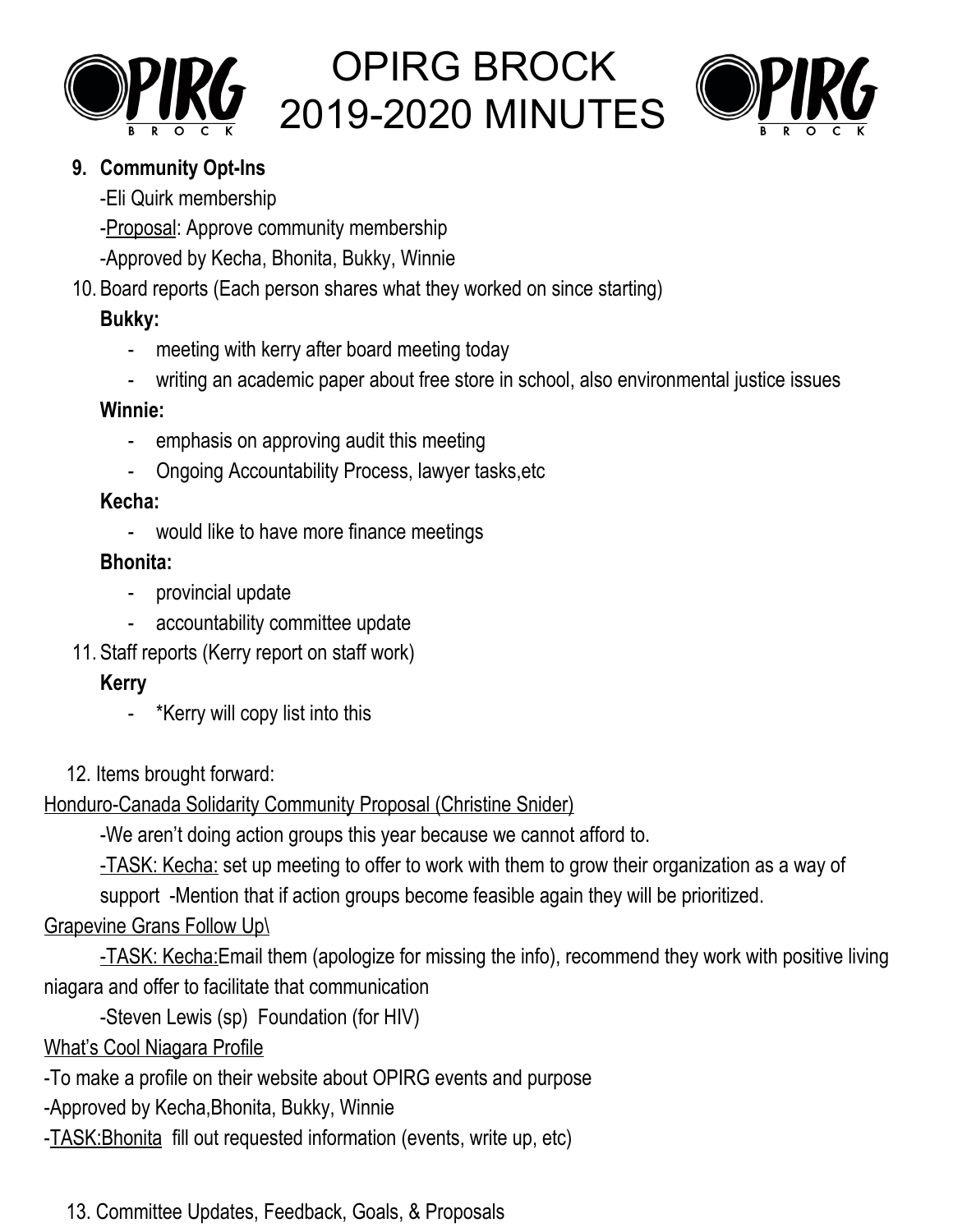9. **Community Opt-Ins**

   -Eli Quirk membership

   -Proposal: Approve community membership

   -Approved by Kecha, Bhonita, Bukky, Winnie

10. Board reports (Each person shares what they worked on since starting)

    **Bukky:**

    - meeting with kerry after board meeting today
    - writing an academic paper about free store in school, also environmental justice issues

    **Winnie:**

    - emphasis on approving audit this meeting
    - Ongoing Accountability Process, lawyer tasks,etc

    **Kecha:**

    - would like to have more finance meetings

    **Bhonita:**

    - provincial update
    - accountability committee update

11. Staff reports (Kerry report on staff work)

    **Kerry**

    - *Kerry will copy list into this

12. Items brought forward:

Honduro-Canada Solidarity Community Proposal (Christine Snider)

-We aren't doing action groups this year because we cannot afford to.

-TASK: Kecha: set up meeting to offer to work with them to grow their organization as a way of support -Mention that if action groups become feasible again they will be prioritized.

Grapevine Grans Follow Up\

-TASK: Kecha:Email them (apologize for missing the info), recommend they work with positive living niagara and offer to facilitate that communication

-Steven Lewis (sp) Foundation (for HIV)

What's Cool Niagara Profile

-To make a profile on their website about OPIRG events and purpose

-Approved by Kecha,Bhonita, Bukky, Winnie

-TASK:Bhonita fill out requested information (events, write up, etc)

13. Committee Updates, Feedback, Goals, & Proposals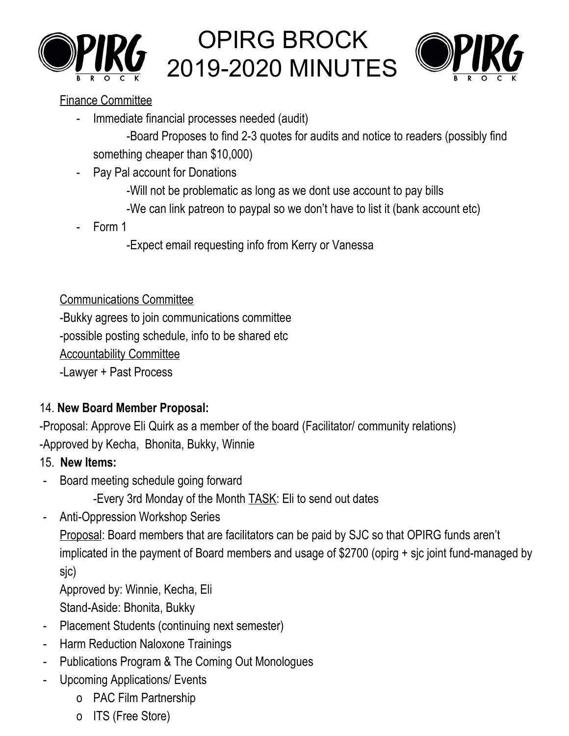Finance Committee

- Immediate financial processes needed (audit)
  - -Board Proposes to find 2-3 quotes for audits and notice to readers (possibly find something cheaper than $10,000)
- Pay Pal account for Donations
  - -Will not be problematic as long as we dont use account to pay bills
  - -We can link patreon to paypal so we don't have to list it (bank account etc)
- Form 1
  - -Expect email requesting info from Kerry or Vanessa

Communications Committee

-Bukky agrees to join communications committee

-possible posting schedule, info to be shared etc

Accountability Committee

-Lawyer + Past Process

14. **New Board Member Proposal:**

-Proposal: Approve Eli Quirk as a member of the board (Facilitator/ community relations)

-Approved by Kecha, Bhonita, Bukky, Winnie

15. **New Items:**

- Board meeting schedule going forward
  - -Every 3rd Monday of the Month TASK: Eli to send out dates
- Anti-Oppression Workshop Series

  Proposal: Board members that are facilitators can be paid by SJC so that OPIRG funds aren't implicated in the payment of Board members and usage of $2700 (opirg + sjc joint fund-managed by sjc)

  Approved by: Winnie, Kecha, Eli

  Stand-Aside: Bhonita, Bukky
- Placement Students (continuing next semester)
- Harm Reduction Naloxone Trainings
- Publications Program & The Coming Out Monologues
- Upcoming Applications/ Events
  - PAC Film Partnership
  - ITS (Free Store)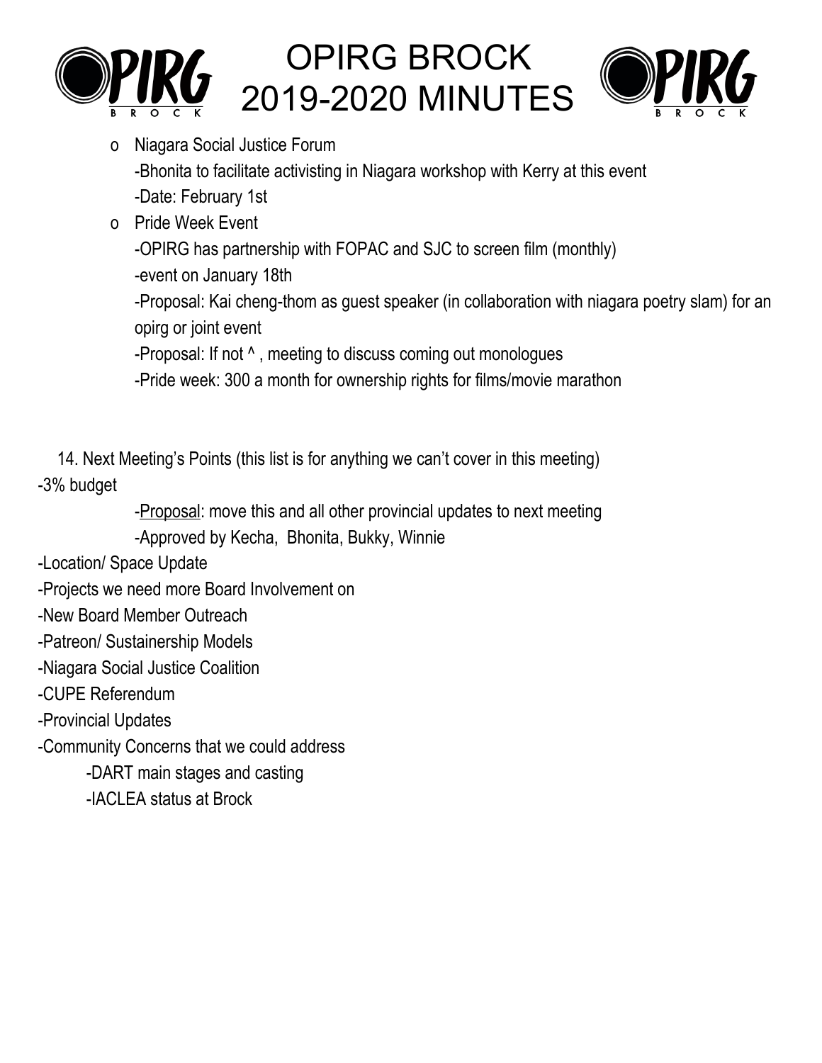- Niagara Social Justice Forum
  - -Bhonita to facilitate activisting in Niagara workshop with Kerry at this event
  - -Date: February 1st
- Pride Week Event
  - -OPIRG has partnership with FOPAC and SJC to screen film (monthly)
  - -event on January 18th
  - -Proposal: Kai cheng-thom as guest speaker (in collaboration with niagara poetry slam) for an opirg or joint event
  - -Proposal: If not ^ , meeting to discuss coming out monologues
  - -Pride week: 300 a month for ownership rights for films/movie marathon

14. Next Meeting's Points (this list is for anything we can't cover in this meeting)

-3% budget

- -Proposal: move this and all other provincial updates to next meeting
- -Approved by Kecha, Bhonita, Bukky, Winnie

-Location/ Space Update

-Projects we need more Board Involvement on

-New Board Member Outreach

-Patreon/ Sustainership Models

-Niagara Social Justice Coalition

-CUPE Referendum

-Provincial Updates

-Community Concerns that we could address

- -DART main stages and casting
- -IACLEA status at Brock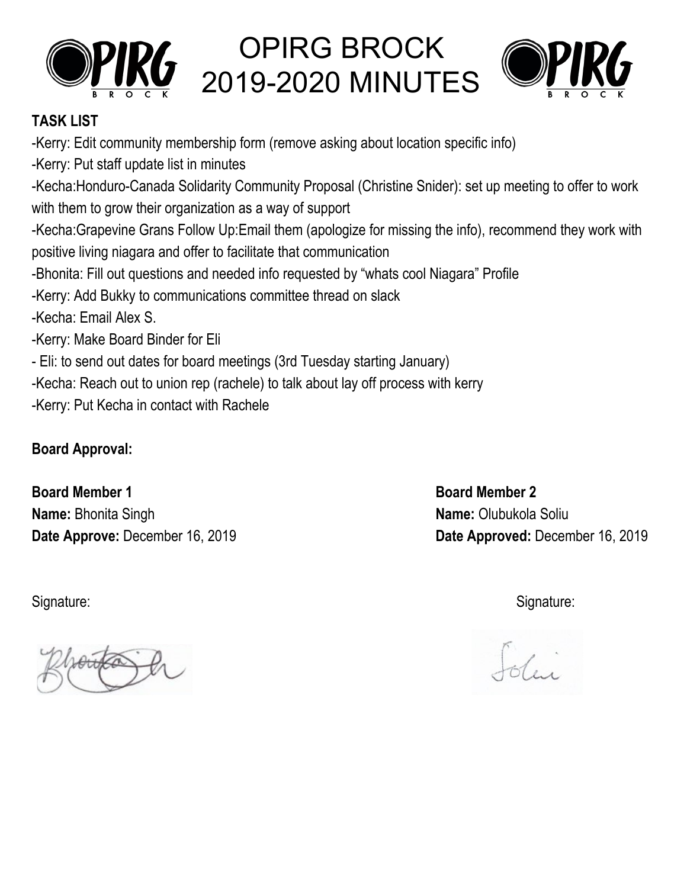# OPIRG BROCK 2019-2020 MINUTES

**TASK LIST**

-Kerry: Edit community membership form (remove asking about location specific info)

-Kerry: Put staff update list in minutes

-Kecha:Honduro-Canada Solidarity Community Proposal (Christine Snider): set up meeting to offer to work with them to grow their organization as a way of support

-Kecha:Grapevine Grans Follow Up:Email them (apologize for missing the info), recommend they work with positive living niagara and offer to facilitate that communication

-Bhonita: Fill out questions and needed info requested by "whats cool Niagara" Profile

-Kerry: Add Bukky to communications committee thread on slack

-Kecha: Email Alex S.

-Kerry: Make Board Binder for Eli

- Eli: to send out dates for board meetings (3rd Tuesday starting January)

-Kecha: Reach out to union rep (rachele) to talk about lay off process with kerry

-Kerry: Put Kecha in contact with Rachele

**Board Approval:**

**Board Member 1**
**Name:** Bhonita Singh
**Date Approve:** December 16, 2019

Signature:

**Board Member 2**
**Name:** Olubukola Soliu
**Date Approved:** December 16, 2019

Signature: